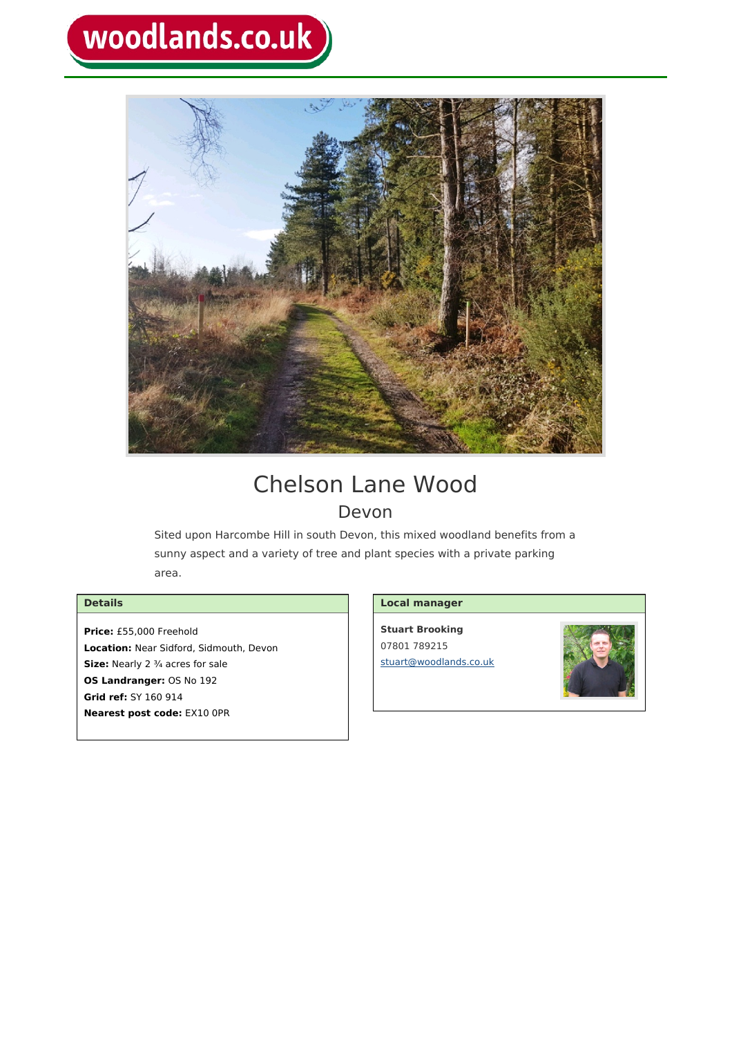woodlands.co.uk

# Chelson Lane Wood

## Devon

Sited upon Harcombe Hill in south Devon, this mixed woodland benefits from a sunny aspect and a variety of tree and plant species with a private parking area.

### Details

**Price:** £55,000 Freehold
**Location:** Near Sidford, Sidmouth, Devon
**Size:** Nearly 2 ¾ acres for sale
**OS Landranger:** OS No 192
**Grid ref:** SY 160 914
**Nearest post code:** EX10 0PR

### Local manager

**Stuart Brooking**
07801 789215
stuart@woodlands.co.uk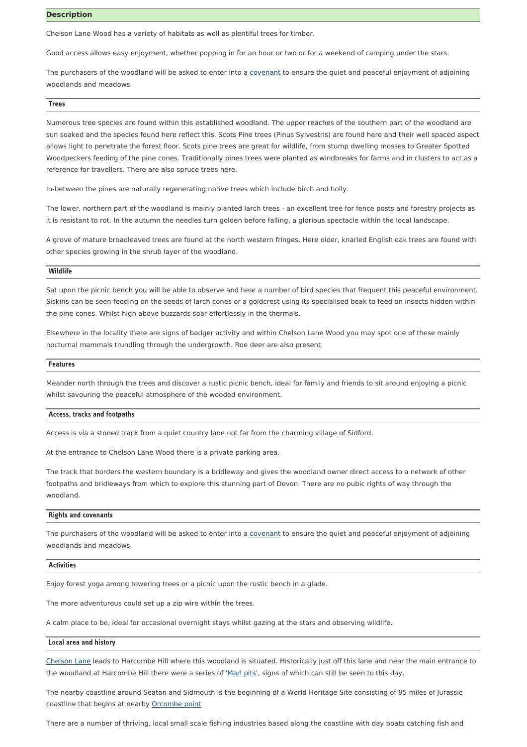## Description

Chelson Lane Wood has a variety of habitats as well as plentiful trees for timber.

Good access allows easy enjoyment, whether popping in for an hour or two or for a weekend of camping under the stars.

The purchasers of the woodland will be asked to enter into a covenant to ensure the quiet and peaceful enjoyment of adjoining woodlands and meadows.

### Trees

Numerous tree species are found within this established woodland. The upper reaches of the southern part of the woodland are sun soaked and the species found here reflect this. Scots Pine trees (Pinus Sylvestris) are found here and their well spaced aspect allows light to penetrate the forest floor. Scots pine trees are great for wildlife, from stump dwelling mosses to Greater Spotted Woodpeckers feeding of the pine cones. Traditionally pines trees were planted as windbreaks for farms and in clusters to act as a reference for travellers. There are also spruce trees here.

In-between the pines are naturally regenerating native trees which include birch and holly.

The lower, northern part of the woodland is mainly planted larch trees - an excellent tree for fence posts and forestry projects as it is resistant to rot. In the autumn the needles turn golden before falling, a glorious spectacle within the local landscape.

A grove of mature broadleaved trees are found at the north western fringes. Here older, knarled English oak trees are found with other species growing in the shrub layer of the woodland.

### Wildlife

Sat upon the picnic bench you will be able to observe and hear a number of bird species that frequent this peaceful environment. Siskins can be seen feeding on the seeds of larch cones or a goldcrest using its specialised beak to feed on insects hidden within the pine cones. Whilst high above buzzards soar effortlessly in the thermals.

Elsewhere in the locality there are signs of badger activity and within Chelson Lane Wood you may spot one of these mainly nocturnal mammals trundling through the undergrowth. Roe deer are also present.

### Features

Meander north through the trees and discover a rustic picnic bench, ideal for family and friends to sit around enjoying a picnic whilst savouring the peaceful atmosphere of the wooded environment.

### Access, tracks and footpaths

Access is via a stoned track from a quiet country lane not far from the charming village of Sidford.

At the entrance to Chelson Lane Wood there is a private parking area.

The track that borders the western boundary is a bridleway and gives the woodland owner direct access to a network of other footpaths and bridleways from which to explore this stunning part of Devon. There are no pubic rights of way through the woodland.

### Rights and covenants

The purchasers of the woodland will be asked to enter into a covenant to ensure the quiet and peaceful enjoyment of adjoining woodlands and meadows.

### Activities

Enjoy forest yoga among towering trees or a picnic upon the rustic bench in a glade.

The more adventurous could set up a zip wire within the trees.

A calm place to be, ideal for occasional overnight stays whilst gazing at the stars and observing wildlife.

### Local area and history

Chelson Lane leads to Harcombe Hill where this woodland is situated. Historically just off this lane and near the main entrance to the woodland at Harcombe Hill there were a series of 'Marl pits', signs of which can still be seen to this day.

The nearby coastline around Seaton and Sidmouth is the beginning of a World Heritage Site consisting of 95 miles of Jurassic coastline that begins at nearby Orcombe point

There are a number of thriving, local small scale fishing industries based along the coastline with day boats catching fish and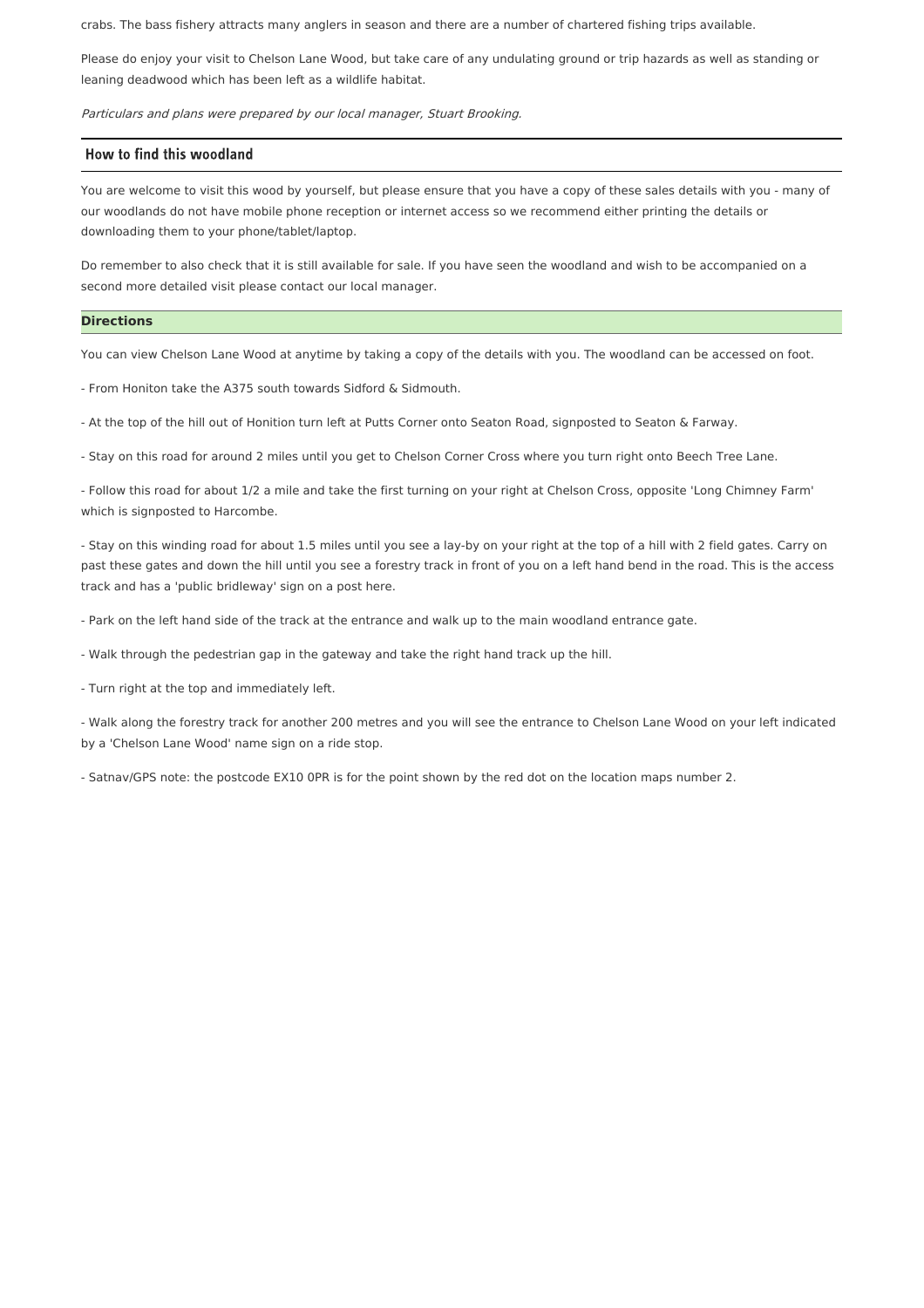crabs. The bass fishery attracts many anglers in season and there are a number of chartered fishing trips available.

Please do enjoy your visit to Chelson Lane Wood, but take care of any undulating ground or trip hazards as well as standing or leaning deadwood which has been left as a wildlife habitat.

*Particulars and plans were prepared by our local manager, Stuart Brooking.*

## How to find this woodland

You are welcome to visit this wood by yourself, but please ensure that you have a copy of these sales details with you - many of our woodlands do not have mobile phone reception or internet access so we recommend either printing the details or downloading them to your phone/tablet/laptop.

Do remember to also check that it is still available for sale. If you have seen the woodland and wish to be accompanied on a second more detailed visit please contact our local manager.

### Directions

You can view Chelson Lane Wood at anytime by taking a copy of the details with you. The woodland can be accessed on foot.

- From Honiton take the A375 south towards Sidford & Sidmouth.

- At the top of the hill out of Honition turn left at Putts Corner onto Seaton Road, signposted to Seaton & Farway.

- Stay on this road for around 2 miles until you get to Chelson Corner Cross where you turn right onto Beech Tree Lane.

- Follow this road for about 1/2 a mile and take the first turning on your right at Chelson Cross, opposite 'Long Chimney Farm' which is signposted to Harcombe.

- Stay on this winding road for about 1.5 miles until you see a lay-by on your right at the top of a hill with 2 field gates. Carry on past these gates and down the hill until you see a forestry track in front of you on a left hand bend in the road. This is the access track and has a 'public bridleway' sign on a post here.

- Park on the left hand side of the track at the entrance and walk up to the main woodland entrance gate.

- Walk through the pedestrian gap in the gateway and take the right hand track up the hill.

- Turn right at the top and immediately left.

- Walk along the forestry track for another 200 metres and you will see the entrance to Chelson Lane Wood on your left indicated by a 'Chelson Lane Wood' name sign on a ride stop.

- Satnav/GPS note: the postcode EX10 0PR is for the point shown by the red dot on the location maps number 2.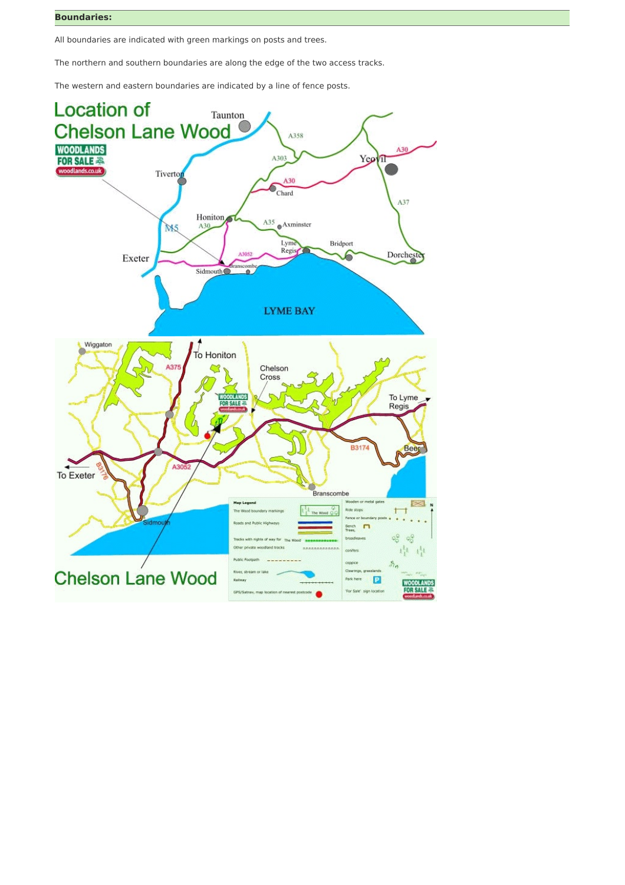**Boundaries:**

All boundaries are indicated with green markings on posts and trees.

The northern and southern boundaries are along the edge of the two access tracks.

The western and eastern boundaries are indicated by a line of fence posts.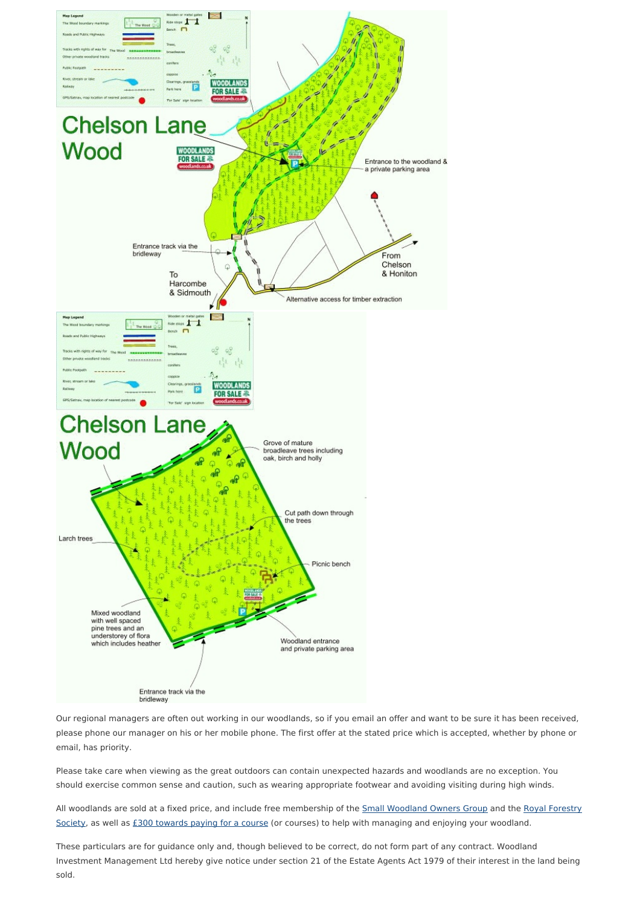Map Legend

The Wood boundary markings

Roads and Public Highways

Tracks with rights of way for The Wood

Other private woodland tracks

Public Footpath

River, stream or lake

Railway

GPS/Satnav, map location of nearest postcode

Wooden or metal gates

Ride stops

Bench

Trees, broadleaves

conifers

coppice

Clearings, grasslands

Park here

'For Sale' sign location

# Chelson Lane Wood

Entrance to the woodland & a private parking area

Entrance track via the bridleway

To Harcombe & Sidmouth

From Chelson & Honiton

Alternative access for timber extraction

Map Legend

The Wood boundary markings

Roads and Public Highways

Tracks with rights of way for The Wood

Other private woodland tracks

Public Footpath

River, stream or lake

Railway

GPS/Satnav, map location of nearest postcode

Wooden or metal gates

Ride stops

Bench

Trees, broadleaves

conifers

coppice

Clearings, grasslands

Park here

'For Sale' sign location

# Chelson Lane Wood

Grove of mature broadleave trees including oak, birch and holly

Cut path down through the trees

Larch trees

Picnic bench

Mixed woodland with well spaced pine trees and an understorey of flora which includes heather

Woodland entrance and private parking area

Entrance track via the bridleway

Our regional managers are often out working in our woodlands, so if you email an offer and want to be sure it has been received, please phone our manager on his or her mobile phone. The first offer at the stated price which is accepted, whether by phone or email, has priority.

Please take care when viewing as the great outdoors can contain unexpected hazards and woodlands are no exception. You should exercise common sense and caution, such as wearing appropriate footwear and avoiding visiting during high winds.

All woodlands are sold at a fixed price, and include free membership of the Small Woodland Owners Group and the Royal Forestry Society, as well as £300 towards paying for a course (or courses) to help with managing and enjoying your woodland.

These particulars are for guidance only and, though believed to be correct, do not form part of any contract. Woodland Investment Management Ltd hereby give notice under section 21 of the Estate Agents Act 1979 of their interest in the land being sold.